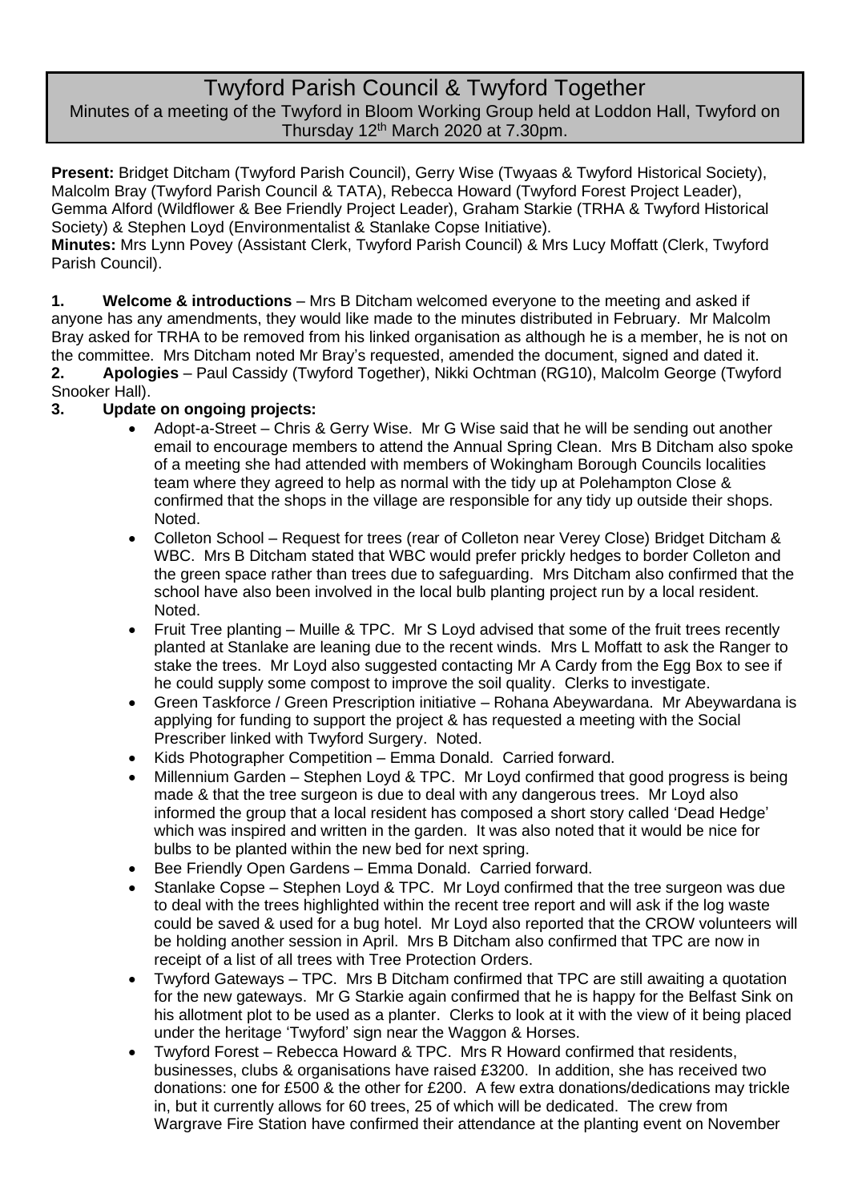# Twyford Parish Council & Twyford Together

Minutes of a meeting of the Twyford in Bloom Working Group held at Loddon Hall, Twyford on Thursday 12th March 2020 at 7.30pm.

**Present:** Bridget Ditcham (Twyford Parish Council), Gerry Wise (Twyaas & Twyford Historical Society), Malcolm Bray (Twyford Parish Council & TATA), Rebecca Howard (Twyford Forest Project Leader), Gemma Alford (Wildflower & Bee Friendly Project Leader), Graham Starkie (TRHA & Twyford Historical Society) & Stephen Loyd (Environmentalist & Stanlake Copse Initiative).

**Minutes:** Mrs Lynn Povey (Assistant Clerk, Twyford Parish Council) & Mrs Lucy Moffatt (Clerk, Twyford Parish Council).

**1. Welcome & introductions** – Mrs B Ditcham welcomed everyone to the meeting and asked if anyone has any amendments, they would like made to the minutes distributed in February. Mr Malcolm Bray asked for TRHA to be removed from his linked organisation as although he is a member, he is not on the committee. Mrs Ditcham noted Mr Bray's requested, amended the document, signed and dated it.

**2. Apologies** – Paul Cassidy (Twyford Together), Nikki Ochtman (RG10), Malcolm George (Twyford Snooker Hall).

**3. Update on ongoing projects:**

- Adopt-a-Street – Chris & Gerry Wise. Mr G Wise said that he will be sending out another email to encourage members to attend the Annual Spring Clean. Mrs B Ditcham also spoke of a meeting she had attended with members of Wokingham Borough Councils localities team where they agreed to help as normal with the tidy up at Polehampton Close & confirmed that the shops in the village are responsible for any tidy up outside their shops. Noted.
- Colleton School – Request for trees (rear of Colleton near Verey Close) Bridget Ditcham & WBC. Mrs B Ditcham stated that WBC would prefer prickly hedges to border Colleton and the green space rather than trees due to safeguarding. Mrs Ditcham also confirmed that the school have also been involved in the local bulb planting project run by a local resident. Noted.
- Fruit Tree planting – Muille & TPC. Mr S Loyd advised that some of the fruit trees recently planted at Stanlake are leaning due to the recent winds. Mrs L Moffatt to ask the Ranger to stake the trees. Mr Loyd also suggested contacting Mr A Cardy from the Egg Box to see if he could supply some compost to improve the soil quality. Clerks to investigate.
- Green Taskforce / Green Prescription initiative – Rohana Abeywardana. Mr Abeywardana is applying for funding to support the project & has requested a meeting with the Social Prescriber linked with Twyford Surgery. Noted.
- Kids Photographer Competition – Emma Donald. Carried forward.
- Millennium Garden – Stephen Loyd & TPC. Mr Loyd confirmed that good progress is being made & that the tree surgeon is due to deal with any dangerous trees. Mr Loyd also informed the group that a local resident has composed a short story called 'Dead Hedge' which was inspired and written in the garden. It was also noted that it would be nice for bulbs to be planted within the new bed for next spring.
- Bee Friendly Open Gardens – Emma Donald. Carried forward.
- Stanlake Copse – Stephen Loyd & TPC. Mr Loyd confirmed that the tree surgeon was due to deal with the trees highlighted within the recent tree report and will ask if the log waste could be saved & used for a bug hotel. Mr Loyd also reported that the CROW volunteers will be holding another session in April. Mrs B Ditcham also confirmed that TPC are now in receipt of a list of all trees with Tree Protection Orders.
- Twyford Gateways – TPC. Mrs B Ditcham confirmed that TPC are still awaiting a quotation for the new gateways. Mr G Starkie again confirmed that he is happy for the Belfast Sink on his allotment plot to be used as a planter. Clerks to look at it with the view of it being placed under the heritage 'Twyford' sign near the Waggon & Horses.
- Twyford Forest – Rebecca Howard & TPC. Mrs R Howard confirmed that residents, businesses, clubs & organisations have raised £3200. In addition, she has received two donations: one for £500 & the other for £200. A few extra donations/dedications may trickle in, but it currently allows for 60 trees, 25 of which will be dedicated. The crew from Wargrave Fire Station have confirmed their attendance at the planting event on November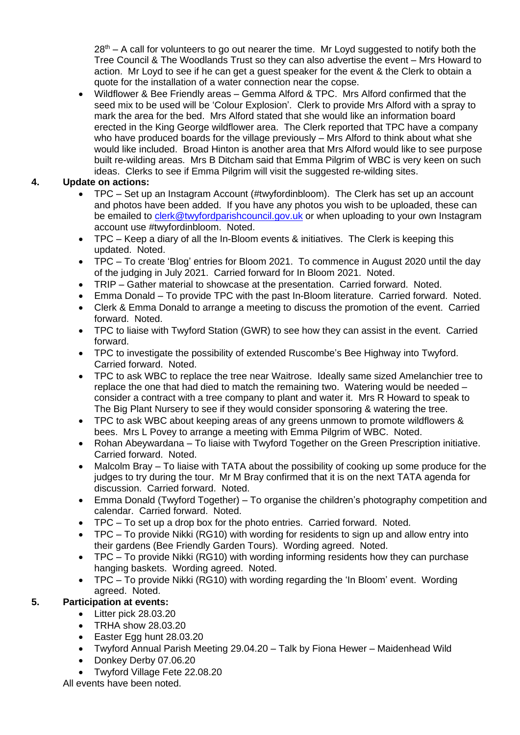28th – A call for volunteers to go out nearer the time. Mr Loyd suggested to notify both the Tree Council & The Woodlands Trust so they can also advertise the event – Mrs Howard to action. Mr Loyd to see if he can get a guest speaker for the event & the Clerk to obtain a quote for the installation of a water connection near the copse.

- Wildflower & Bee Friendly areas – Gemma Alford & TPC. Mrs Alford confirmed that the seed mix to be used will be 'Colour Explosion'. Clerk to provide Mrs Alford with a spray to mark the area for the bed. Mrs Alford stated that she would like an information board erected in the King George wildflower area. The Clerk reported that TPC have a company who have produced boards for the village previously – Mrs Alford to think about what she would like included. Broad Hinton is another area that Mrs Alford would like to see purpose built re-wilding areas. Mrs B Ditcham said that Emma Pilgrim of WBC is very keen on such ideas. Clerks to see if Emma Pilgrim will visit the suggested re-wilding sites.

**4. Update on actions:**

- TPC – Set up an Instagram Account (#twyfordinbloom). The Clerk has set up an account and photos have been added. If you have any photos you wish to be uploaded, these can be emailed to clerk@twyfordparishcouncil.gov.uk or when uploading to your own Instagram account use #twyfordinbloom. Noted.
- TPC – Keep a diary of all the In-Bloom events & initiatives. The Clerk is keeping this updated. Noted.
- TPC – To create 'Blog' entries for Bloom 2021. To commence in August 2020 until the day of the judging in July 2021. Carried forward for In Bloom 2021. Noted.
- TRIP – Gather material to showcase at the presentation. Carried forward. Noted.
- Emma Donald – To provide TPC with the past In-Bloom literature. Carried forward. Noted.
- Clerk & Emma Donald to arrange a meeting to discuss the promotion of the event. Carried forward. Noted.
- TPC to liaise with Twyford Station (GWR) to see how they can assist in the event. Carried forward.
- TPC to investigate the possibility of extended Ruscombe's Bee Highway into Twyford. Carried forward. Noted.
- TPC to ask WBC to replace the tree near Waitrose. Ideally same sized Amelanchier tree to replace the one that had died to match the remaining two. Watering would be needed – consider a contract with a tree company to plant and water it. Mrs R Howard to speak to The Big Plant Nursery to see if they would consider sponsoring & watering the tree.
- TPC to ask WBC about keeping areas of any greens unmown to promote wildflowers & bees. Mrs L Povey to arrange a meeting with Emma Pilgrim of WBC. Noted.
- Rohan Abeywardana – To liaise with Twyford Together on the Green Prescription initiative. Carried forward. Noted.
- Malcolm Bray – To liaise with TATA about the possibility of cooking up some produce for the judges to try during the tour. Mr M Bray confirmed that it is on the next TATA agenda for discussion. Carried forward. Noted.
- Emma Donald (Twyford Together) – To organise the children's photography competition and calendar. Carried forward. Noted.
- TPC – To set up a drop box for the photo entries. Carried forward. Noted.
- TPC – To provide Nikki (RG10) with wording for residents to sign up and allow entry into their gardens (Bee Friendly Garden Tours). Wording agreed. Noted.
- TPC – To provide Nikki (RG10) with wording informing residents how they can purchase hanging baskets. Wording agreed. Noted.
- TPC – To provide Nikki (RG10) with wording regarding the 'In Bloom' event. Wording agreed. Noted.

**5. Participation at events:**

- Litter pick 28.03.20
- TRHA show 28.03.20
- Easter Egg hunt 28.03.20
- Twyford Annual Parish Meeting 29.04.20 – Talk by Fiona Hewer – Maidenhead Wild
- Donkey Derby 07.06.20
- Twyford Village Fete 22.08.20

All events have been noted.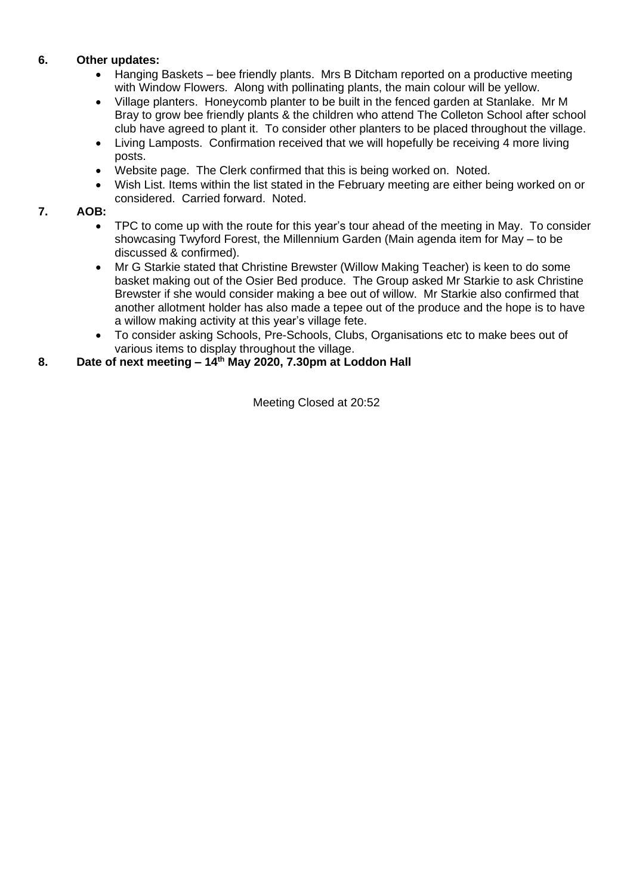**6. Other updates:**

- Hanging Baskets – bee friendly plants. Mrs B Ditcham reported on a productive meeting with Window Flowers. Along with pollinating plants, the main colour will be yellow.
- Village planters. Honeycomb planter to be built in the fenced garden at Stanlake. Mr M Bray to grow bee friendly plants & the children who attend The Colleton School after school club have agreed to plant it. To consider other planters to be placed throughout the village.
- Living Lamposts. Confirmation received that we will hopefully be receiving 4 more living posts.
- Website page. The Clerk confirmed that this is being worked on. Noted.
- Wish List. Items within the list stated in the February meeting are either being worked on or considered. Carried forward. Noted.

**7. AOB:**

- TPC to come up with the route for this year's tour ahead of the meeting in May. To consider showcasing Twyford Forest, the Millennium Garden (Main agenda item for May – to be discussed & confirmed).
- Mr G Starkie stated that Christine Brewster (Willow Making Teacher) is keen to do some basket making out of the Osier Bed produce. The Group asked Mr Starkie to ask Christine Brewster if she would consider making a bee out of willow. Mr Starkie also confirmed that another allotment holder has also made a tepee out of the produce and the hope is to have a willow making activity at this year's village fete.
- To consider asking Schools, Pre-Schools, Clubs, Organisations etc to make bees out of various items to display throughout the village.

**8. Date of next meeting – 14th May 2020, 7.30pm at Loddon Hall**

Meeting Closed at 20:52